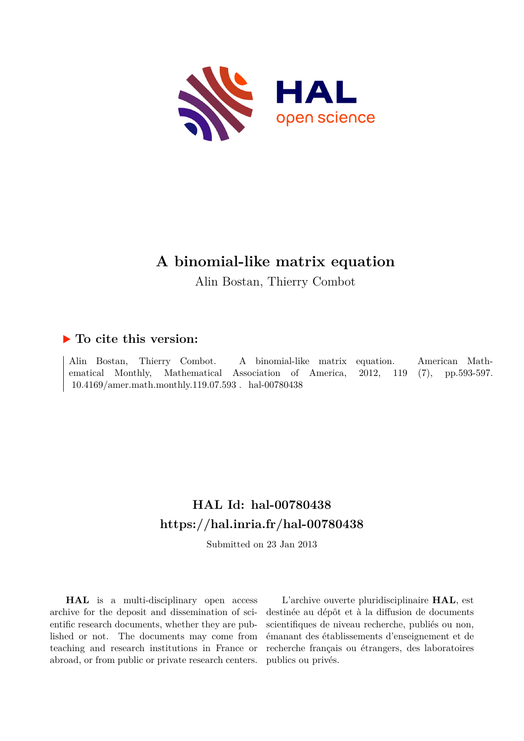# A binomial-like matrix equation

Alin Bostan, Thierry Combot

## ▶ To cite this version:

Alin Bostan, Thierry Combot. A binomial-like matrix equation. American Mathematical Monthly, Mathematical Association of America, 2012, 119 (7), pp.593-597. 10.4169/amer.math.monthly.119.07.593 . hal-00780438

## HAL Id: hal-00780438
## https://hal.inria.fr/hal-00780438

Submitted on 23 Jan 2013

**HAL** is a multi-disciplinary open access archive for the deposit and dissemination of scientific research documents, whether they are published or not. The documents may come from teaching and research institutions in France or abroad, or from public or private research centers.

L'archive ouverte pluridisciplinaire **HAL**, est destinée au dépôt et à la diffusion de documents scientifiques de niveau recherche, publiés ou non, émanant des établissements d'enseignement et de recherche français ou étrangers, des laboratoires publics ou privés.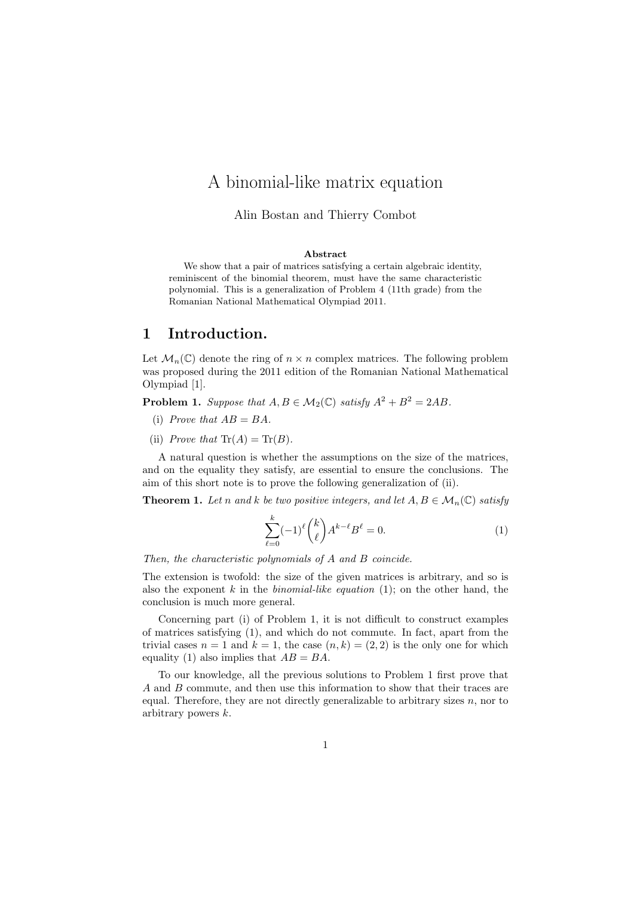# A binomial-like matrix equation

Alin Bostan and Thierry Combot

**Abstract**

We show that a pair of matrices satisfying a certain algebraic identity, reminiscent of the binomial theorem, must have the same characteristic polynomial. This is a generalization of Problem 4 (11th grade) from the Romanian National Mathematical Olympiad 2011.

## 1 Introduction.

Let $\mathcal{M}_n(\mathbb{C})$ denote the ring of $n \times n$ complex matrices. The following problem was proposed during the 2011 edition of the Romanian National Mathematical Olympiad [1].

**Problem 1.** *Suppose that* $A, B \in \mathcal{M}_2(\mathbb{C})$ *satisfy* $A^2 + B^2 = 2AB$.

(i) *Prove that* $AB = BA$.

(ii) *Prove that* $\mathrm{Tr}(A) = \mathrm{Tr}(B)$.

A natural question is whether the assumptions on the size of the matrices, and on the equality they satisfy, are essential to ensure the conclusions. The aim of this short note is to prove the following generalization of (ii).

**Theorem 1.** *Let* $n$ *and* $k$ *be two positive integers, and let* $A, B \in \mathcal{M}_n(\mathbb{C})$ *satisfy*

$$\sum_{\ell=0}^{k} (-1)^{\ell} \binom{k}{\ell} A^{k-\ell} B^{\ell} = 0. \tag{1}$$

*Then, the characteristic polynomials of* $A$ *and* $B$ *coincide.*

The extension is twofold: the size of the given matrices is arbitrary, and so is also the exponent $k$ in the *binomial-like equation* (1); on the other hand, the conclusion is much more general.

Concerning part (i) of Problem 1, it is not difficult to construct examples of matrices satisfying (1), and which do not commute. In fact, apart from the trivial cases $n = 1$ and $k = 1$, the case $(n, k) = (2, 2)$ is the only one for which equality (1) also implies that $AB = BA$.

To our knowledge, all the previous solutions to Problem 1 first prove that $A$ and $B$ commute, and then use this information to show that their traces are equal. Therefore, they are not directly generalizable to arbitrary sizes $n$, nor to arbitrary powers $k$.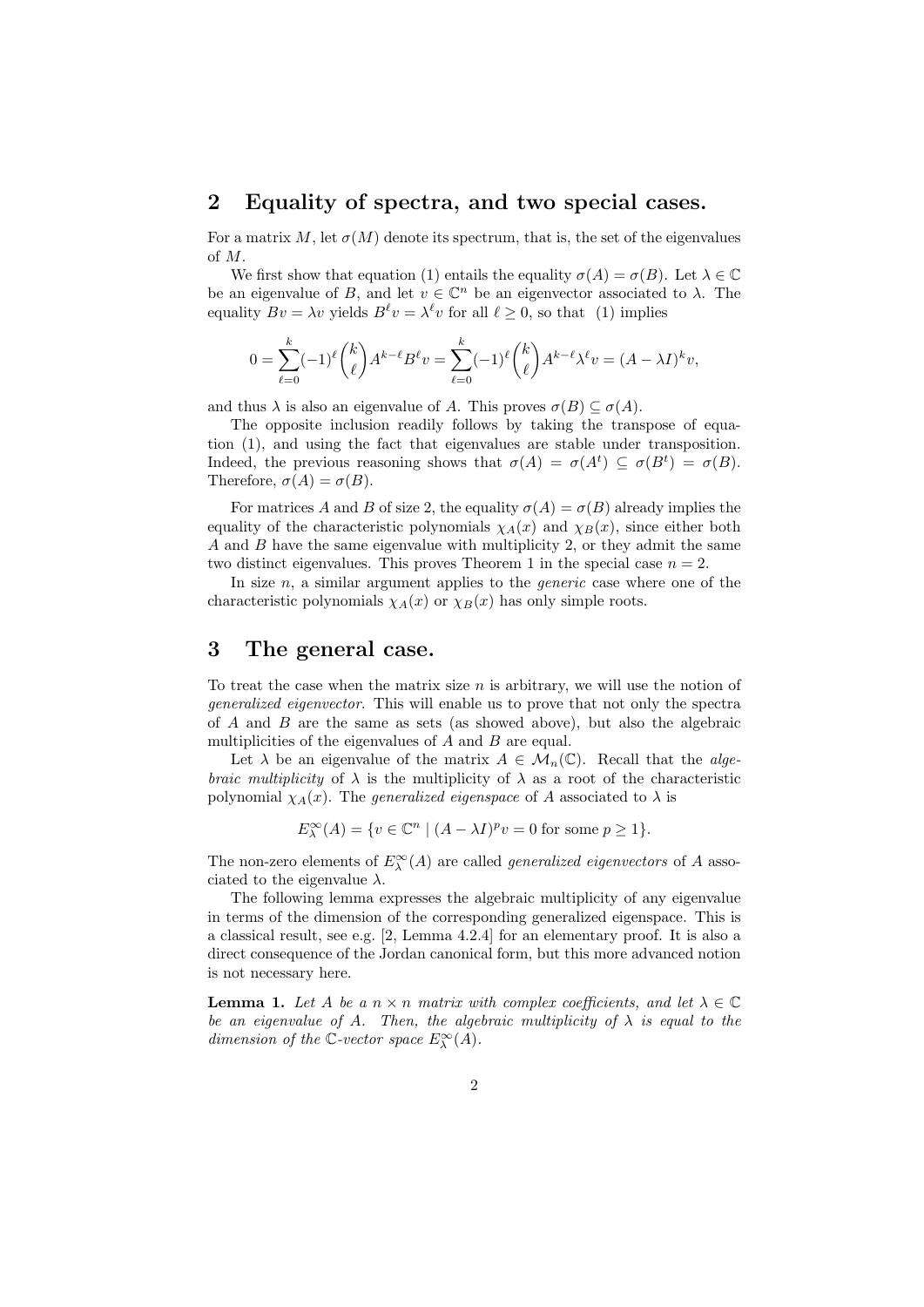## 2 Equality of spectra, and two special cases.

For a matrix $M$, let $\sigma(M)$ denote its spectrum, that is, the set of the eigenvalues of $M$.

We first show that equation (1) entails the equality $\sigma(A) = \sigma(B)$. Let $\lambda \in \mathbb{C}$ be an eigenvalue of $B$, and let $v \in \mathbb{C}^n$ be an eigenvector associated to $\lambda$. The equality $Bv = \lambda v$ yields $B^\ell v = \lambda^\ell v$ for all $\ell \geq 0$, so that (1) implies

$$0 = \sum_{\ell=0}^{k} (-1)^\ell \binom{k}{\ell} A^{k-\ell} B^\ell v = \sum_{\ell=0}^{k} (-1)^\ell \binom{k}{\ell} A^{k-\ell} \lambda^\ell v = (A - \lambda I)^k v,$$

and thus $\lambda$ is also an eigenvalue of $A$. This proves $\sigma(B) \subseteq \sigma(A)$.

The opposite inclusion readily follows by taking the transpose of equation (1), and using the fact that eigenvalues are stable under transposition. Indeed, the previous reasoning shows that $\sigma(A) = \sigma(A^t) \subseteq \sigma(B^t) = \sigma(B)$. Therefore, $\sigma(A) = \sigma(B)$.

For matrices $A$ and $B$ of size 2, the equality $\sigma(A) = \sigma(B)$ already implies the equality of the characteristic polynomials $\chi_A(x)$ and $\chi_B(x)$, since either both $A$ and $B$ have the same eigenvalue with multiplicity 2, or they admit the same two distinct eigenvalues. This proves Theorem 1 in the special case $n = 2$.

In size $n$, a similar argument applies to the *generic* case where one of the characteristic polynomials $\chi_A(x)$ or $\chi_B(x)$ has only simple roots.

## 3 The general case.

To treat the case when the matrix size $n$ is arbitrary, we will use the notion of *generalized eigenvector*. This will enable us to prove that not only the spectra of $A$ and $B$ are the same as sets (as showed above), but also the algebraic multiplicities of the eigenvalues of $A$ and $B$ are equal.

Let $\lambda$ be an eigenvalue of the matrix $A \in \mathcal{M}_n(\mathbb{C})$. Recall that the *algebraic multiplicity* of $\lambda$ is the multiplicity of $\lambda$ as a root of the characteristic polynomial $\chi_A(x)$. The *generalized eigenspace* of $A$ associated to $\lambda$ is

$$E_\lambda^\infty(A) = \{v \in \mathbb{C}^n \mid (A - \lambda I)^p v = 0 \text{ for some } p \geq 1\}.$$

The non-zero elements of $E_\lambda^\infty(A)$ are called *generalized eigenvectors* of $A$ associated to the eigenvalue $\lambda$.

The following lemma expresses the algebraic multiplicity of any eigenvalue in terms of the dimension of the corresponding generalized eigenspace. This is a classical result, see e.g. [2, Lemma 4.2.4] for an elementary proof. It is also a direct consequence of the Jordan canonical form, but this more advanced notion is not necessary here.

**Lemma 1.** *Let $A$ be a $n \times n$ matrix with complex coefficients, and let $\lambda \in \mathbb{C}$ be an eigenvalue of $A$. Then, the algebraic multiplicity of $\lambda$ is equal to the dimension of the $\mathbb{C}$-vector space $E_\lambda^\infty(A)$.*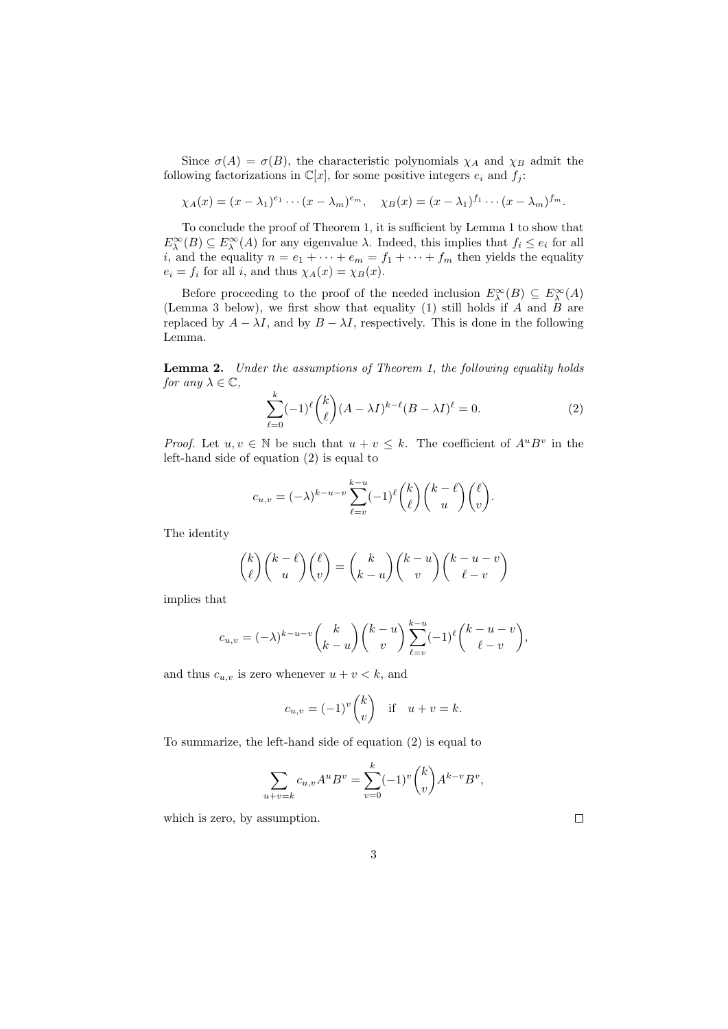Since $\sigma(A) = \sigma(B)$, the characteristic polynomials $\chi_A$ and $\chi_B$ admit the following factorizations in $\mathbb{C}[x]$, for some positive integers $e_i$ and $f_j$:

$$\chi_A(x) = (x - \lambda_1)^{e_1} \cdots (x - \lambda_m)^{e_m}, \quad \chi_B(x) = (x - \lambda_1)^{f_1} \cdots (x - \lambda_m)^{f_m}.$$

To conclude the proof of Theorem 1, it is sufficient by Lemma 1 to show that $E_\lambda^\infty(B) \subseteq E_\lambda^\infty(A)$ for any eigenvalue $\lambda$. Indeed, this implies that $f_i \leq e_i$ for all $i$, and the equality $n = e_1 + \cdots + e_m = f_1 + \cdots + f_m$ then yields the equality $e_i = f_i$ for all $i$, and thus $\chi_A(x) = \chi_B(x)$.

Before proceeding to the proof of the needed inclusion $E_\lambda^\infty(B) \subseteq E_\lambda^\infty(A)$ (Lemma 3 below), we first show that equality (1) still holds if $A$ and $B$ are replaced by $A - \lambda I$, and by $B - \lambda I$, respectively. This is done in the following Lemma.

**Lemma 2.** *Under the assumptions of Theorem 1, the following equality holds for any $\lambda \in \mathbb{C}$,*

$$\sum_{\ell=0}^{k} (-1)^\ell \binom{k}{\ell} (A - \lambda I)^{k-\ell} (B - \lambda I)^\ell = 0. \tag{2}$$

*Proof.* Let $u, v \in \mathbb{N}$ be such that $u + v \leq k$. The coefficient of $A^u B^v$ in the left-hand side of equation (2) is equal to

$$c_{u,v} = (-\lambda)^{k-u-v} \sum_{\ell=v}^{k-u} (-1)^\ell \binom{k}{\ell} \binom{k-\ell}{u} \binom{\ell}{v}.$$

The identity

$$\binom{k}{\ell} \binom{k-\ell}{u} \binom{\ell}{v} = \binom{k}{k-u} \binom{k-u}{v} \binom{k-u-v}{\ell-v}$$

implies that

$$c_{u,v} = (-\lambda)^{k-u-v} \binom{k}{k-u} \binom{k-u}{v} \sum_{\ell=v}^{k-u} (-1)^\ell \binom{k-u-v}{\ell-v},$$

and thus $c_{u,v}$ is zero whenever $u + v < k$, and

$$c_{u,v} = (-1)^v \binom{k}{v} \quad \text{if} \quad u + v = k.$$

To summarize, the left-hand side of equation (2) is equal to

$$\sum_{u+v=k} c_{u,v} A^u B^v = \sum_{v=0}^{k} (-1)^v \binom{k}{v} A^{k-v} B^v,$$

which is zero, by assumption. $\square$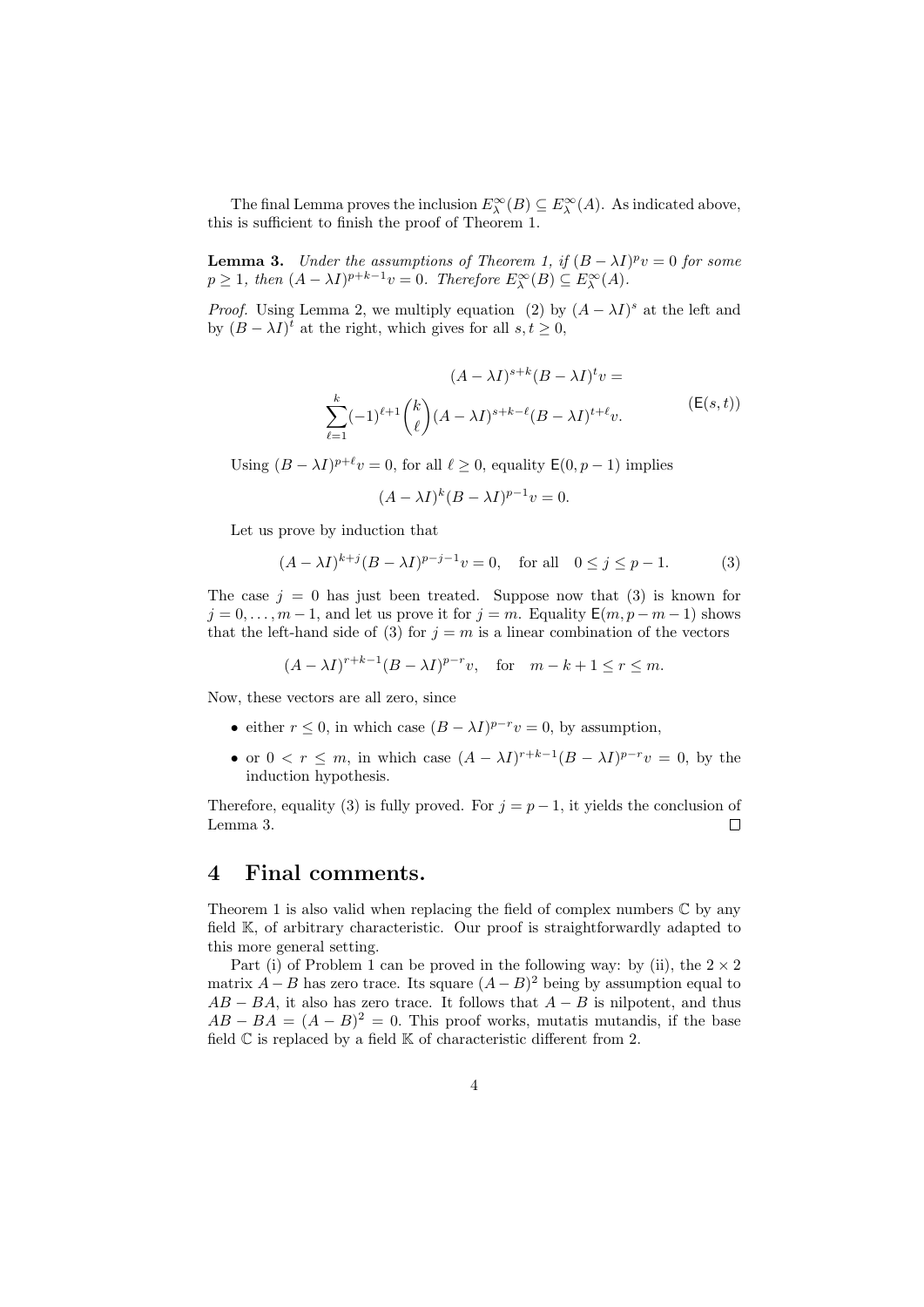The final Lemma proves the inclusion $E_\lambda^\infty(B) \subseteq E_\lambda^\infty(A)$. As indicated above, this is sufficient to finish the proof of Theorem 1.

**Lemma 3.** *Under the assumptions of Theorem 1, if $(B-\lambda I)^p v = 0$ for some $p \geq 1$, then $(A-\lambda I)^{p+k-1}v = 0$. Therefore $E_\lambda^\infty(B) \subseteq E_\lambda^\infty(A)$.*

*Proof.* Using Lemma 2, we multiply equation (2) by $(A-\lambda I)^s$ at the left and by $(B-\lambda I)^t$ at the right, which gives for all $s, t \geq 0$,

$$(A-\lambda I)^{s+k}(B-\lambda I)^t v = \sum_{\ell=1}^{k} (-1)^{\ell+1} \binom{k}{\ell} (A-\lambda I)^{s+k-\ell}(B-\lambda I)^{t+\ell} v. \qquad (\mathsf{E}(s,t))$$

Using $(B-\lambda I)^{p+\ell}v = 0$, for all $\ell \geq 0$, equality $\mathsf{E}(0, p-1)$ implies

$$(A-\lambda I)^k (B-\lambda I)^{p-1} v = 0.$$

Let us prove by induction that

$$(A-\lambda I)^{k+j}(B-\lambda I)^{p-j-1}v = 0, \quad \text{for all} \quad 0 \leq j \leq p-1. \qquad (3)$$

The case $j = 0$ has just been treated. Suppose now that (3) is known for $j = 0, \ldots, m-1$, and let us prove it for $j = m$. Equality $\mathsf{E}(m, p-m-1)$ shows that the left-hand side of (3) for $j = m$ is a linear combination of the vectors

$$(A-\lambda I)^{r+k-1}(B-\lambda I)^{p-r}v, \quad \text{for} \quad m-k+1 \leq r \leq m.$$

Now, these vectors are all zero, since

- either $r \leq 0$, in which case $(B-\lambda I)^{p-r}v = 0$, by assumption,
- or $0 < r \leq m$, in which case $(A-\lambda I)^{r+k-1}(B-\lambda I)^{p-r}v = 0$, by the induction hypothesis.

Therefore, equality (3) is fully proved. For $j = p-1$, it yields the conclusion of Lemma 3. $\square$

## 4 Final comments.

Theorem 1 is also valid when replacing the field of complex numbers $\mathbb{C}$ by any field $\mathbb{K}$, of arbitrary characteristic. Our proof is straightforwardly adapted to this more general setting.

Part (i) of Problem 1 can be proved in the following way: by (ii), the $2 \times 2$ matrix $A - B$ has zero trace. Its square $(A-B)^2$ being by assumption equal to $AB - BA$, it also has zero trace. It follows that $A - B$ is nilpotent, and thus $AB - BA = (A-B)^2 = 0$. This proof works, mutatis mutandis, if the base field $\mathbb{C}$ is replaced by a field $\mathbb{K}$ of characteristic different from 2.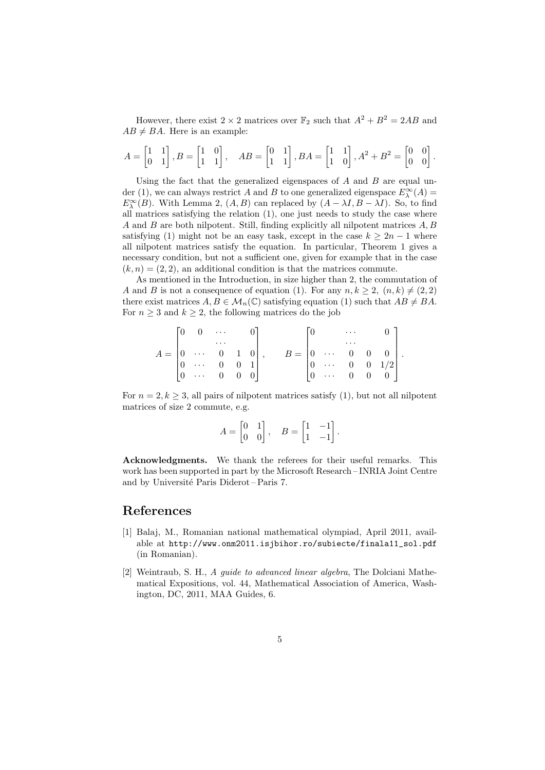However, there exist $2 \times 2$ matrices over $\mathbb{F}_2$ such that $A^2 + B^2 = 2AB$ and $AB \neq BA$. Here is an example:

$$A = \begin{bmatrix} 1 & 1 \\ 0 & 1 \end{bmatrix}, B = \begin{bmatrix} 1 & 0 \\ 1 & 1 \end{bmatrix}, \quad AB = \begin{bmatrix} 0 & 1 \\ 1 & 1 \end{bmatrix}, BA = \begin{bmatrix} 1 & 1 \\ 1 & 0 \end{bmatrix}, A^2 + B^2 = \begin{bmatrix} 0 & 0 \\ 0 & 0 \end{bmatrix}.$$

Using the fact that the generalized eigenspaces of $A$ and $B$ are equal under (1), we can always restrict $A$ and $B$ to one generalized eigenspace $E_\lambda^\infty(A) = E_\lambda^\infty(B)$. With Lemma 2, $(A, B)$ can replaced by $(A - \lambda I, B - \lambda I)$. So, to find all matrices satisfying the relation (1), one just needs to study the case where $A$ and $B$ are both nilpotent. Still, finding explicitly all nilpotent matrices $A, B$ satisfying (1) might not be an easy task, except in the case $k \geq 2n - 1$ where all nilpotent matrices satisfy the equation. In particular, Theorem 1 gives a necessary condition, but not a sufficient one, given for example that in the case $(k, n) = (2, 2)$, an additional condition is that the matrices commute.

As mentioned in the Introduction, in size higher than 2, the commutation of $A$ and $B$ is not a consequence of equation (1). For any $n, k \geq 2$, $(n, k) \neq (2, 2)$ there exist matrices $A, B \in \mathcal{M}_n(\mathbb{C})$ satisfying equation (1) such that $AB \neq BA$. For $n \geq 3$ and $k \geq 2$, the following matrices do the job

$$A = \begin{bmatrix} 0 & 0 & \cdots & & 0 \\ & & \cdots & & \\ 0 & \cdots & 0 & 1 & 0 \\ 0 & \cdots & 0 & 0 & 1 \\ 0 & \cdots & 0 & 0 & 0 \end{bmatrix}, \qquad B = \begin{bmatrix} 0 & & \cdots & & 0 \\ & & \cdots & & \\ 0 & \cdots & 0 & 0 & 0 \\ 0 & \cdots & 0 & 0 & 1/2 \\ 0 & \cdots & 0 & 0 & 0 \end{bmatrix}.$$

For $n = 2, k \geq 3$, all pairs of nilpotent matrices satisfy (1), but not all nilpotent matrices of size 2 commute, e.g.

$$A = \begin{bmatrix} 0 & 1 \\ 0 & 0 \end{bmatrix}, \quad B = \begin{bmatrix} 1 & -1 \\ 1 & -1 \end{bmatrix}.$$

**Acknowledgments.** We thank the referees for their useful remarks. This work has been supported in part by the Microsoft Research – INRIA Joint Centre and by Université Paris Diderot – Paris 7.

# References

[1] Balaj, M., Romanian national mathematical olympiad, April 2011, available at http://www.onm2011.isjbihor.ro/subiecte/finala11_sol.pdf (in Romanian).

[2] Weintraub, S. H., *A guide to advanced linear algebra*, The Dolciani Mathematical Expositions, vol. 44, Mathematical Association of America, Washington, DC, 2011, MAA Guides, 6.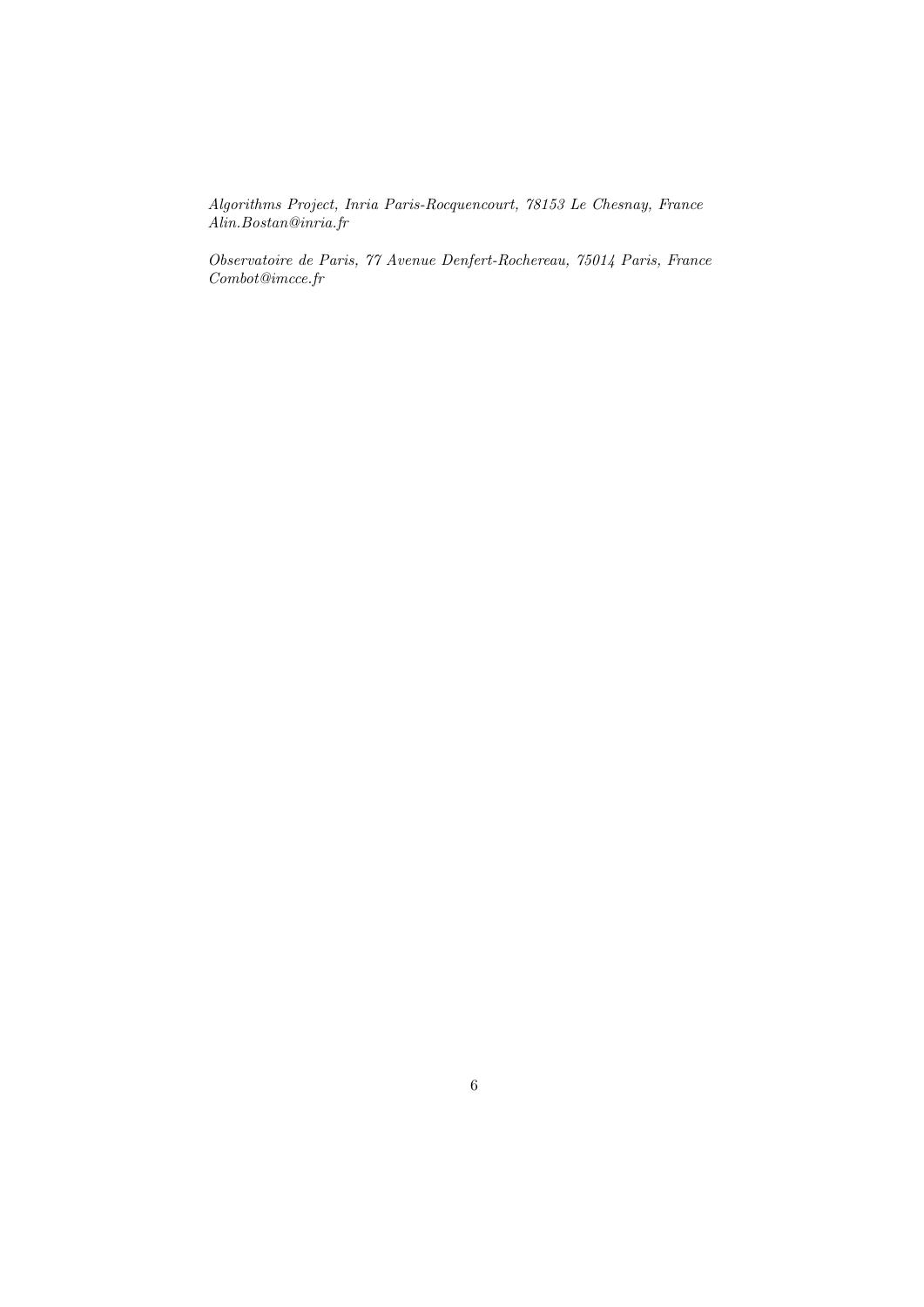*Algorithms Project, Inria Paris-Rocquencourt, 78153 Le Chesnay, France*
*Alin.Bostan@inria.fr*

*Observatoire de Paris, 77 Avenue Denfert-Rochereau, 75014 Paris, France*
*Combot@imcce.fr*